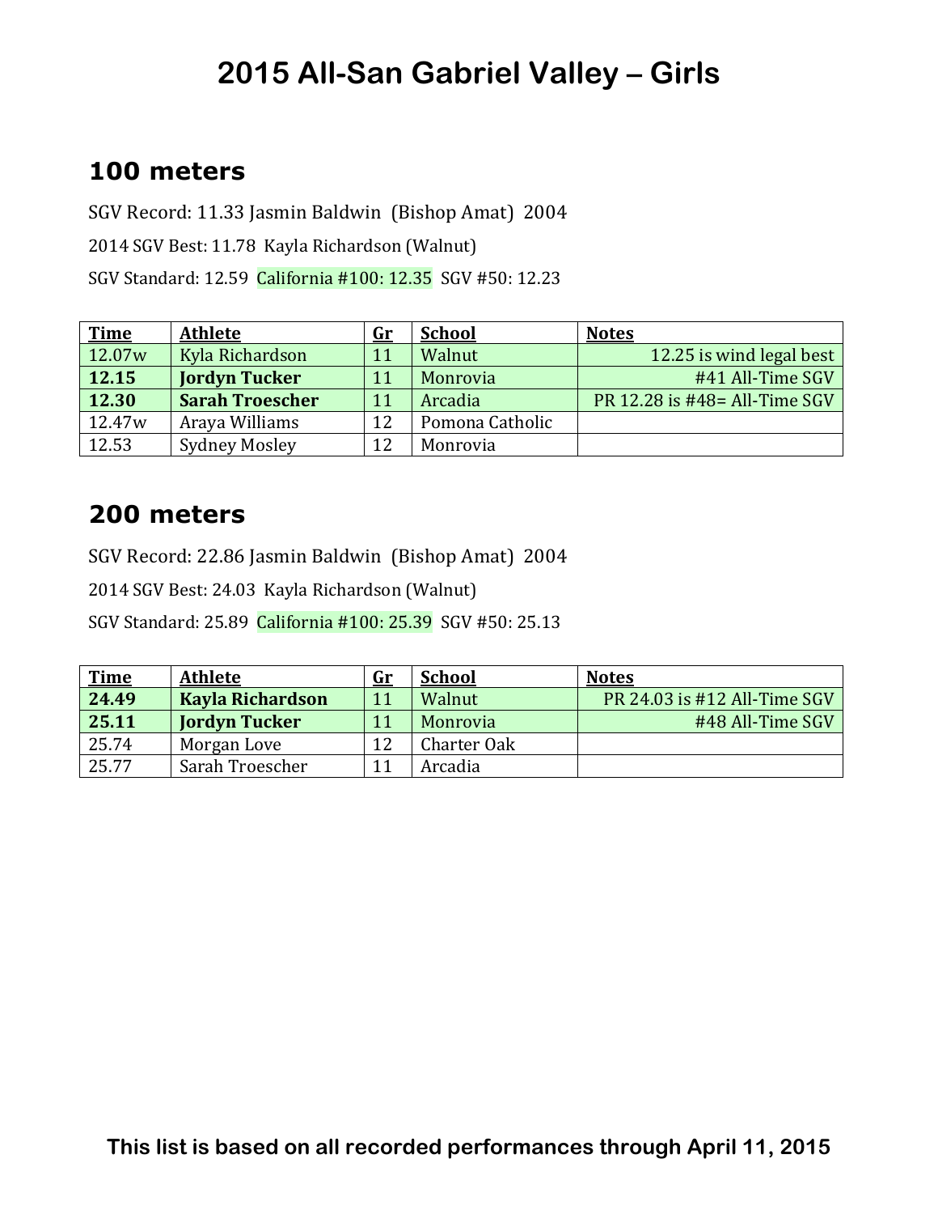# 2015 All-San Gabriel Valley – Girls

## 100 meters

SGV Record: 11.33 Jasmin Baldwin (Bishop Amat) 2004

2014 SGV Best: 11.78 Kayla Richardson (Walnut)

SGV Standard: 12.59 California #100: 12.35 SGV #50: 12.23

| Time | Athlete | Gr | School | Notes |
|---|---|---|---|---|
| 12.07w | Kyla Richardson | 11 | Walnut | 12.25 is wind legal best |
| **12.15** | **Jordyn Tucker** | 11 | Monrovia | #41 All-Time SGV |
| **12.30** | **Sarah Troescher** | 11 | Arcadia | PR 12.28 is #48= All-Time SGV |
| 12.47w | Araya Williams | 12 | Pomona Catholic | |
| 12.53 | Sydney Mosley | 12 | Monrovia | |

## 200 meters

SGV Record: 22.86 Jasmin Baldwin (Bishop Amat) 2004

2014 SGV Best: 24.03 Kayla Richardson (Walnut)

SGV Standard: 25.89 California #100: 25.39 SGV #50: 25.13

| Time | Athlete | Gr | School | Notes |
|---|---|---|---|---|
| **24.49** | **Kayla Richardson** | 11 | Walnut | PR 24.03 is #12 All-Time SGV |
| **25.11** | **Jordyn Tucker** | 11 | Monrovia | #48 All-Time SGV |
| 25.74 | Morgan Love | 12 | Charter Oak | |
| 25.77 | Sarah Troescher | 11 | Arcadia | |

**This list is based on all recorded performances through April 11, 2015**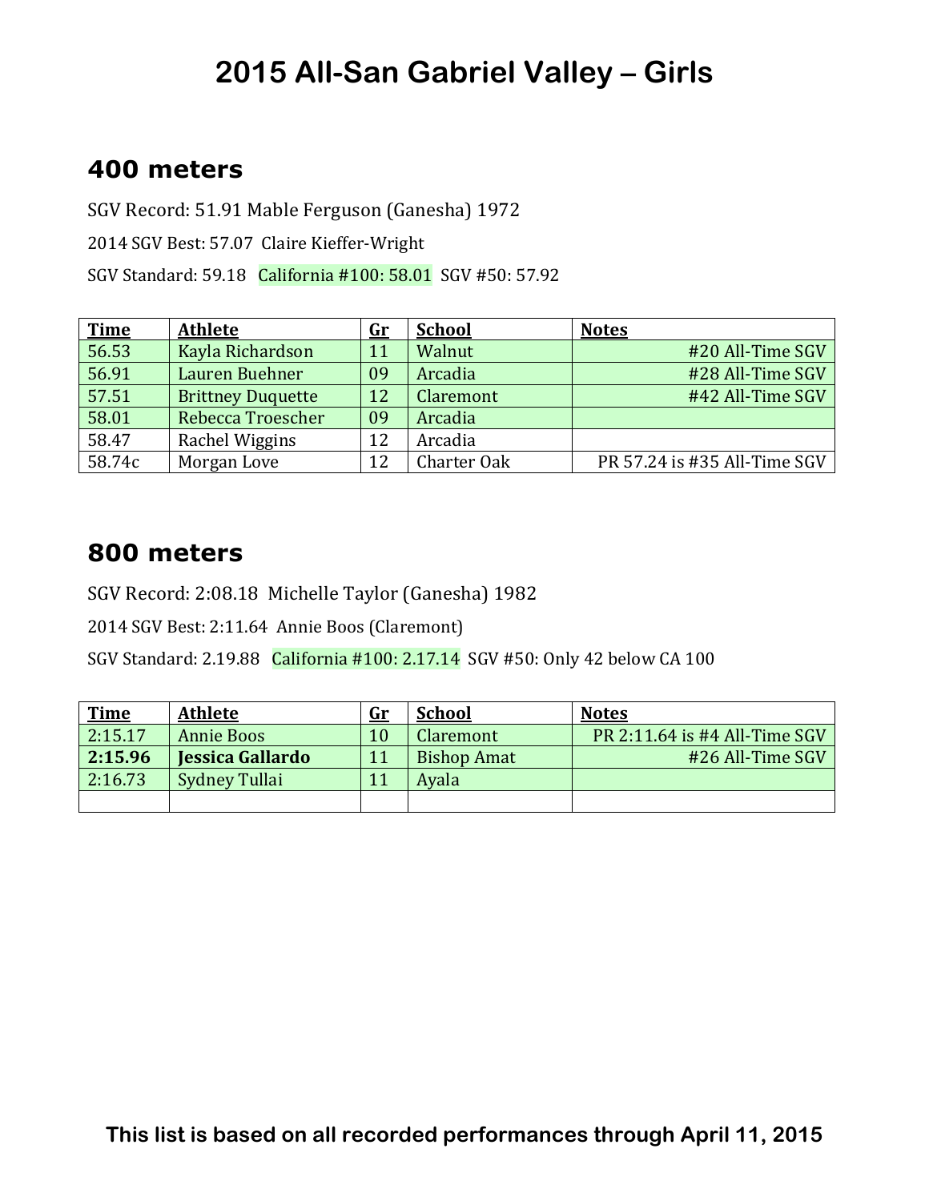# 2015 All-San Gabriel Valley – Girls

## 400 meters

SGV Record: 51.91 Mable Ferguson (Ganesha) 1972

2014 SGV Best: 57.07 Claire Kieffer-Wright

SGV Standard: 59.18 California #100: 58.01 SGV #50: 57.92

| Time | Athlete | Gr | School | Notes |
|---|---|---|---|---|
| 56.53 | Kayla Richardson | 11 | Walnut | #20 All-Time SGV |
| 56.91 | Lauren Buehner | 09 | Arcadia | #28 All-Time SGV |
| 57.51 | Brittney Duquette | 12 | Claremont | #42 All-Time SGV |
| 58.01 | Rebecca Troescher | 09 | Arcadia | |
| 58.47 | Rachel Wiggins | 12 | Arcadia | |
| 58.74c | Morgan Love | 12 | Charter Oak | PR 57.24 is #35 All-Time SGV |

## 800 meters

SGV Record: 2:08.18 Michelle Taylor (Ganesha) 1982

2014 SGV Best: 2:11.64 Annie Boos (Claremont)

SGV Standard: 2.19.88 California #100: 2.17.14 SGV #50: Only 42 below CA 100

| Time | Athlete | Gr | School | Notes |
|---|---|---|---|---|
| 2:15.17 | Annie Boos | 10 | Claremont | PR 2:11.64 is #4 All-Time SGV |
| **2:15.96** | **Jessica Gallardo** | 11 | Bishop Amat | #26 All-Time SGV |
| 2:16.73 | Sydney Tullai | 11 | Ayala | |
| | | | | |

**This list is based on all recorded performances through April 11, 2015**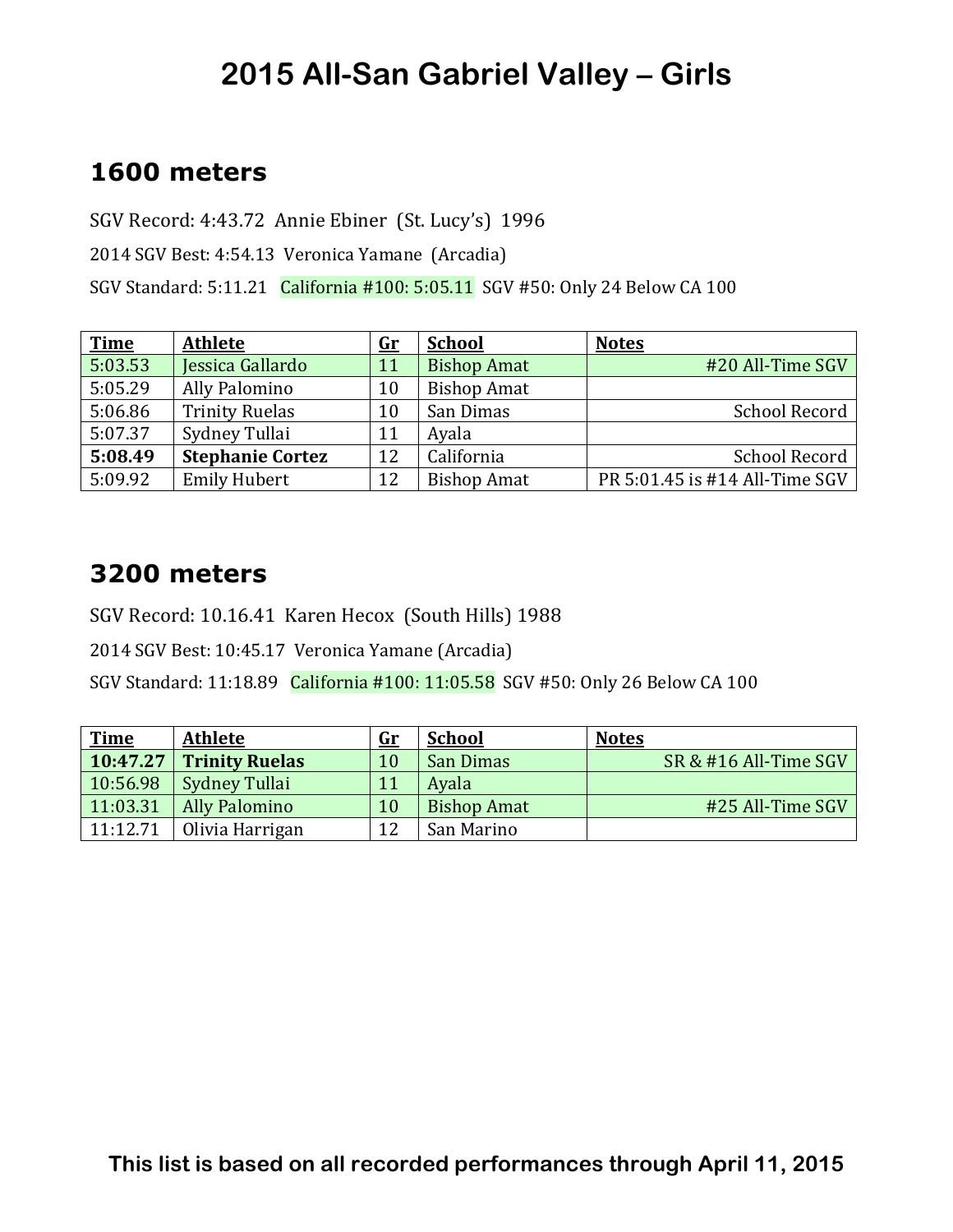# 2015 All-San Gabriel Valley – Girls

## 1600 meters

SGV Record: 4:43.72 Annie Ebiner (St. Lucy's) 1996

2014 SGV Best: 4:54.13 Veronica Yamane (Arcadia)

SGV Standard: 5:11.21 California #100: 5:05.11 SGV #50: Only 24 Below CA 100

| Time | Athlete | Gr | School | Notes |
|---|---|---|---|---|
| 5:03.53 | Jessica Gallardo | 11 | Bishop Amat | #20 All-Time SGV |
| 5:05.29 | Ally Palomino | 10 | Bishop Amat | |
| 5:06.86 | Trinity Ruelas | 10 | San Dimas | School Record |
| 5:07.37 | Sydney Tullai | 11 | Ayala | |
| **5:08.49** | **Stephanie Cortez** | 12 | California | School Record |
| 5:09.92 | Emily Hubert | 12 | Bishop Amat | PR 5:01.45 is #14 All-Time SGV |

## 3200 meters

SGV Record: 10.16.41 Karen Hecox (South Hills) 1988

2014 SGV Best: 10:45.17 Veronica Yamane (Arcadia)

SGV Standard: 11:18.89 California #100: 11:05.58 SGV #50: Only 26 Below CA 100

| Time | Athlete | Gr | School | Notes |
|---|---|---|---|---|
| **10:47.27** | **Trinity Ruelas** | 10 | San Dimas | SR & #16 All-Time SGV |
| 10:56.98 | Sydney Tullai | 11 | Ayala | |
| 11:03.31 | Ally Palomino | 10 | Bishop Amat | #25 All-Time SGV |
| 11:12.71 | Olivia Harrigan | 12 | San Marino | |

**This list is based on all recorded performances through April 11, 2015**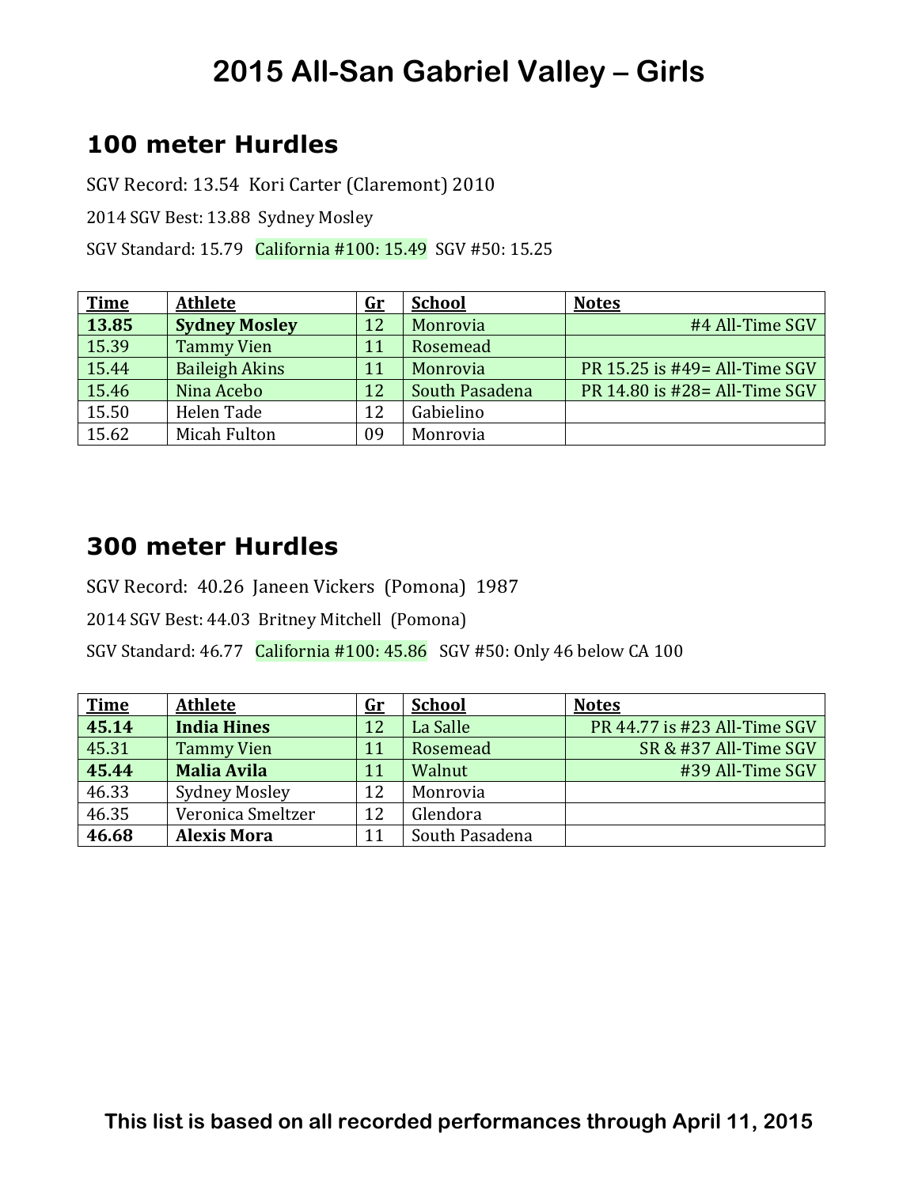# 2015 All-San Gabriel Valley – Girls

## 100 meter Hurdles

SGV Record: 13.54 Kori Carter (Claremont) 2010

2014 SGV Best: 13.88 Sydney Mosley

SGV Standard: 15.79 California #100: 15.49 SGV #50: 15.25

| Time | Athlete | Gr | School | Notes |
|---|---|---|---|---|
| **13.85** | **Sydney Mosley** | 12 | Monrovia | #4 All-Time SGV |
| 15.39 | Tammy Vien | 11 | Rosemead | |
| 15.44 | Baileigh Akins | 11 | Monrovia | PR 15.25 is #49= All-Time SGV |
| 15.46 | Nina Acebo | 12 | South Pasadena | PR 14.80 is #28= All-Time SGV |
| 15.50 | Helen Tade | 12 | Gabielino | |
| 15.62 | Micah Fulton | 09 | Monrovia | |

## 300 meter Hurdles

SGV Record: 40.26 Janeen Vickers (Pomona) 1987

2014 SGV Best: 44.03 Britney Mitchell (Pomona)

SGV Standard: 46.77 California #100: 45.86 SGV #50: Only 46 below CA 100

| Time | Athlete | Gr | School | Notes |
|---|---|---|---|---|
| **45.14** | **India Hines** | 12 | La Salle | PR 44.77 is #23 All-Time SGV |
| 45.31 | Tammy Vien | 11 | Rosemead | SR & #37 All-Time SGV |
| **45.44** | **Malia Avila** | 11 | Walnut | #39 All-Time SGV |
| 46.33 | Sydney Mosley | 12 | Monrovia | |
| 46.35 | Veronica Smeltzer | 12 | Glendora | |
| **46.68** | **Alexis Mora** | 11 | South Pasadena | |

**This list is based on all recorded performances through April 11, 2015**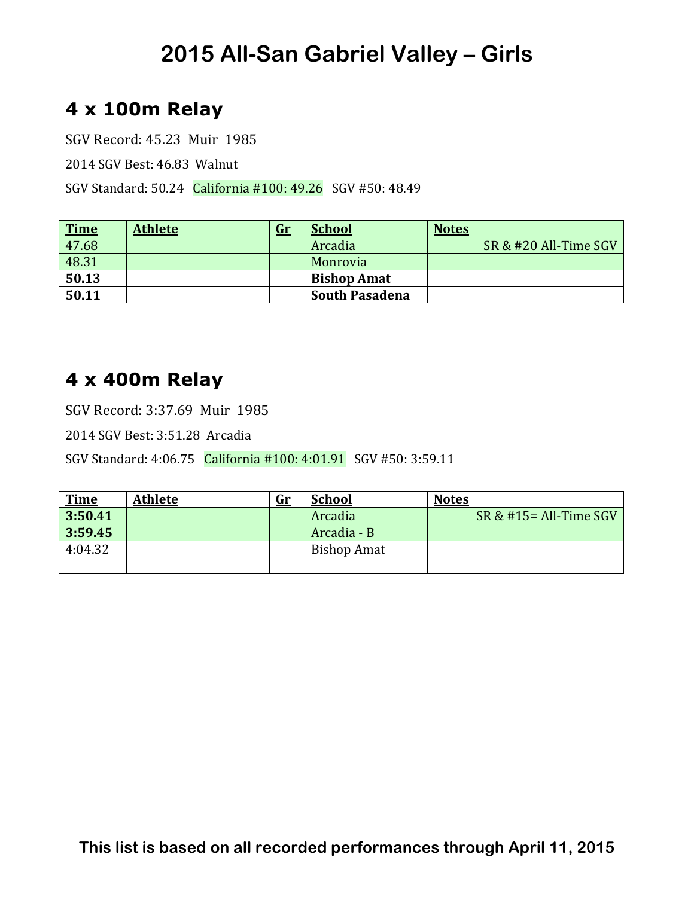# 2015 All-San Gabriel Valley – Girls

## 4 x 100m Relay

SGV Record: 45.23 Muir 1985

2014 SGV Best: 46.83 Walnut

SGV Standard: 50.24 California #100: 49.26 SGV #50: 48.49

| Time | Athlete | Gr | School | Notes |
|---|---|---|---|---|
| 47.68 | | | Arcadia | SR & #20 All-Time SGV |
| 48.31 | | | Monrovia | |
| **50.13** | | | **Bishop Amat** | |
| **50.11** | | | **South Pasadena** | |

## 4 x 400m Relay

SGV Record: 3:37.69 Muir 1985

2014 SGV Best: 3:51.28 Arcadia

SGV Standard: 4:06.75 California #100: 4:01.91 SGV #50: 3:59.11

| Time | Athlete | Gr | School | Notes |
|---|---|---|---|---|
| **3:50.41** | | | Arcadia | SR & #15= All-Time SGV |
| **3:59.45** | | | Arcadia - B | |
| 4:04.32 | | | Bishop Amat | |
| | | | | |

**This list is based on all recorded performances through April 11, 2015**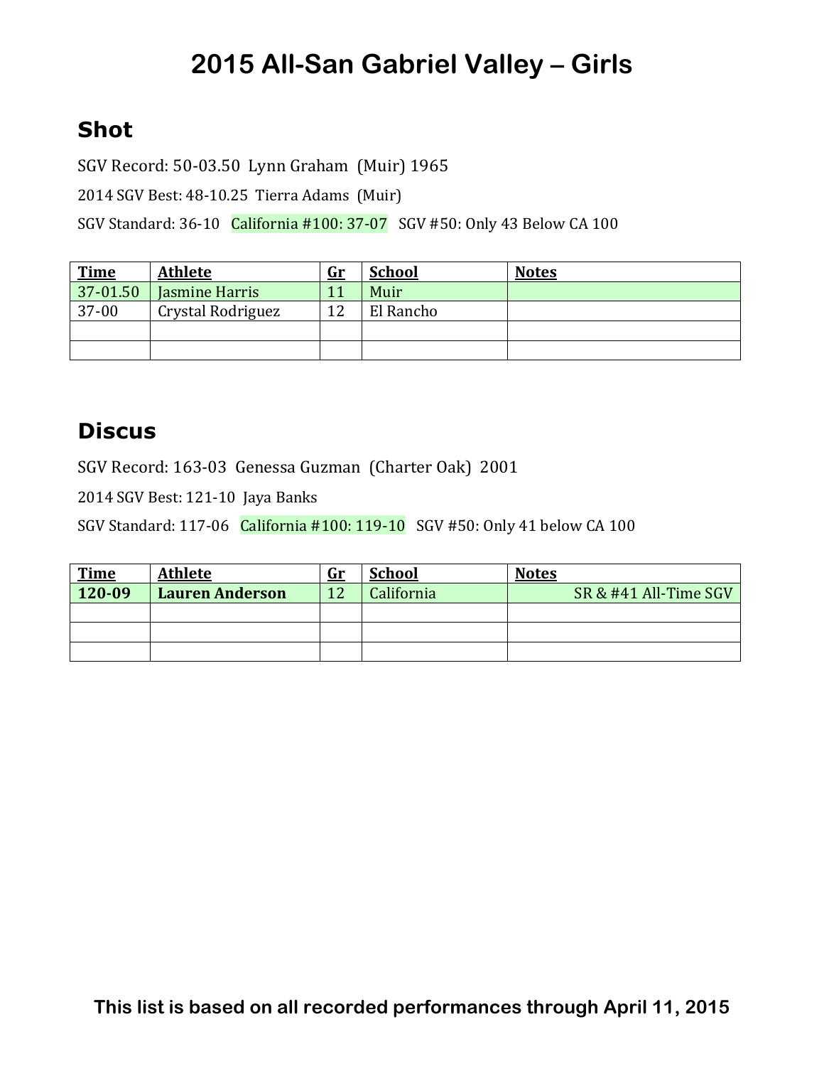# 2015 All-San Gabriel Valley – Girls

## Shot

SGV Record: 50-03.50 Lynn Graham (Muir) 1965

2014 SGV Best: 48-10.25 Tierra Adams (Muir)

SGV Standard: 36-10 California #100: 37-07 SGV #50: Only 43 Below CA 100

| Time | Athlete | Gr | School | Notes |
|---|---|---|---|---|
| 37-01.50 | Jasmine Harris | 11 | Muir | |
| 37-00 | Crystal Rodriguez | 12 | El Rancho | |
| | | | | |
| | | | | |

## Discus

SGV Record: 163-03 Genessa Guzman (Charter Oak) 2001

2014 SGV Best: 121-10 Jaya Banks

SGV Standard: 117-06 California #100: 119-10 SGV #50: Only 41 below CA 100

| Time | Athlete | Gr | School | Notes |
|---|---|---|---|---|
| **120-09** | **Lauren Anderson** | 12 | California | SR & #41 All-Time SGV |
| | | | | |
| | | | | |
| | | | | |

**This list is based on all recorded performances through April 11, 2015**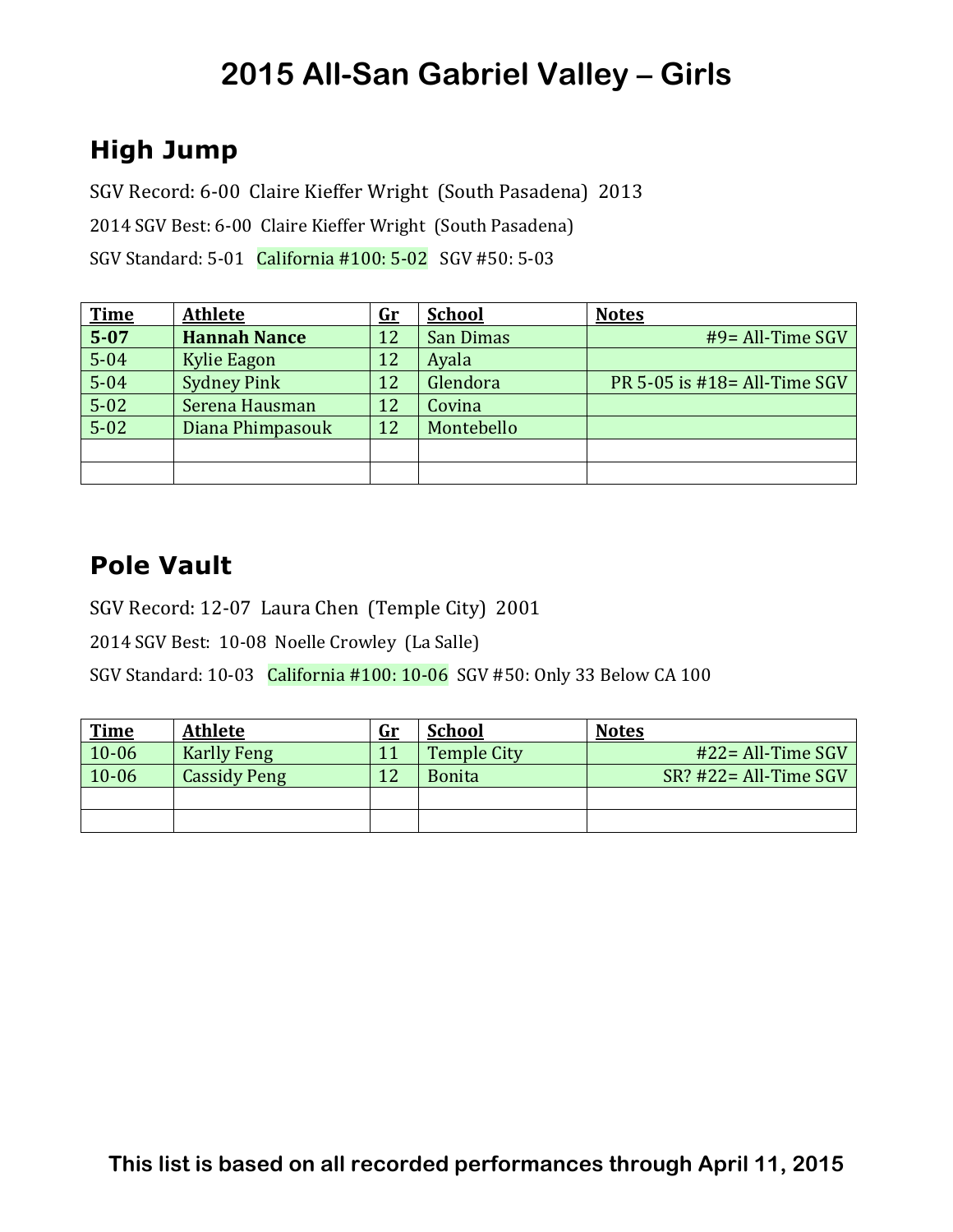# 2015 All-San Gabriel Valley – Girls

## High Jump

SGV Record: 6-00 Claire Kieffer Wright (South Pasadena) 2013

2014 SGV Best: 6-00 Claire Kieffer Wright (South Pasadena)

SGV Standard: 5-01 California #100: 5-02 SGV #50: 5-03

| Time | Athlete | Gr | School | Notes |
|---|---|---|---|---|
| **5-07** | **Hannah Nance** | 12 | San Dimas | #9= All-Time SGV |
| 5-04 | Kylie Eagon | 12 | Ayala | |
| 5-04 | Sydney Pink | 12 | Glendora | PR 5-05 is #18= All-Time SGV |
| 5-02 | Serena Hausman | 12 | Covina | |
| 5-02 | Diana Phimpasouk | 12 | Montebello | |
| | | | | |
| | | | | |

## Pole Vault

SGV Record: 12-07 Laura Chen (Temple City) 2001

2014 SGV Best: 10-08 Noelle Crowley (La Salle)

SGV Standard: 10-03 California #100: 10-06 SGV #50: Only 33 Below CA 100

| Time | Athlete | Gr | School | Notes |
|---|---|---|---|---|
| 10-06 | Karlly Feng | 11 | Temple City | #22= All-Time SGV |
| 10-06 | Cassidy Peng | 12 | Bonita | SR? #22= All-Time SGV |
| | | | | |
| | | | | |

**This list is based on all recorded performances through April 11, 2015**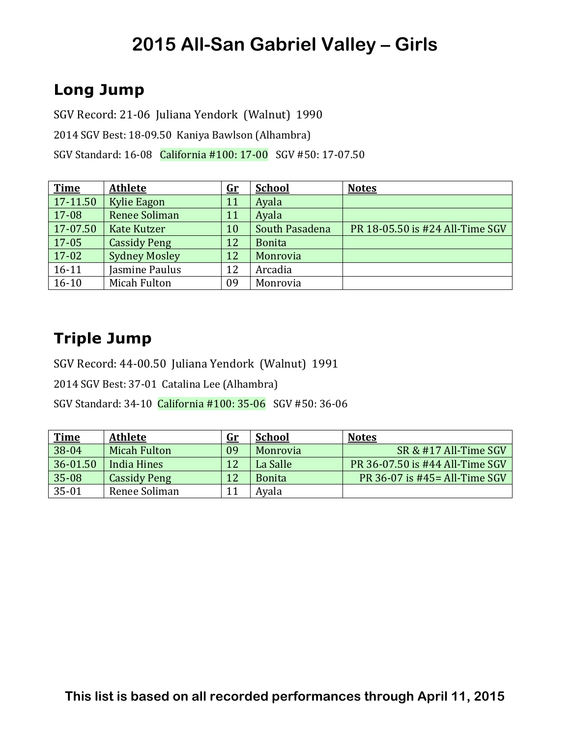# 2015 All-San Gabriel Valley – Girls

## Long Jump

SGV Record: 21-06 Juliana Yendork (Walnut) 1990

2014 SGV Best: 18-09.50 Kaniya Bawlson (Alhambra)

SGV Standard: 16-08 California #100: 17-00 SGV #50: 17-07.50

| Time | Athlete | Gr | School | Notes |
|---|---|---|---|---|
| 17-11.50 | Kylie Eagon | 11 | Ayala | |
| 17-08 | Renee Soliman | 11 | Ayala | |
| 17-07.50 | Kate Kutzer | 10 | South Pasadena | PR 18-05.50 is #24 All-Time SGV |
| 17-05 | Cassidy Peng | 12 | Bonita | |
| 17-02 | Sydney Mosley | 12 | Monrovia | |
| 16-11 | Jasmine Paulus | 12 | Arcadia | |
| 16-10 | Micah Fulton | 09 | Monrovia | |

## Triple Jump

SGV Record: 44-00.50 Juliana Yendork (Walnut) 1991

2014 SGV Best: 37-01 Catalina Lee (Alhambra)

SGV Standard: 34-10 California #100: 35-06 SGV #50: 36-06

| Time | Athlete | Gr | School | Notes |
|---|---|---|---|---|
| 38-04 | Micah Fulton | 09 | Monrovia | SR & #17 All-Time SGV |
| 36-01.50 | India Hines | 12 | La Salle | PR 36-07.50 is #44 All-Time SGV |
| 35-08 | Cassidy Peng | 12 | Bonita | PR 36-07 is #45= All-Time SGV |
| 35-01 | Renee Soliman | 11 | Ayala | |

**This list is based on all recorded performances through April 11, 2015**